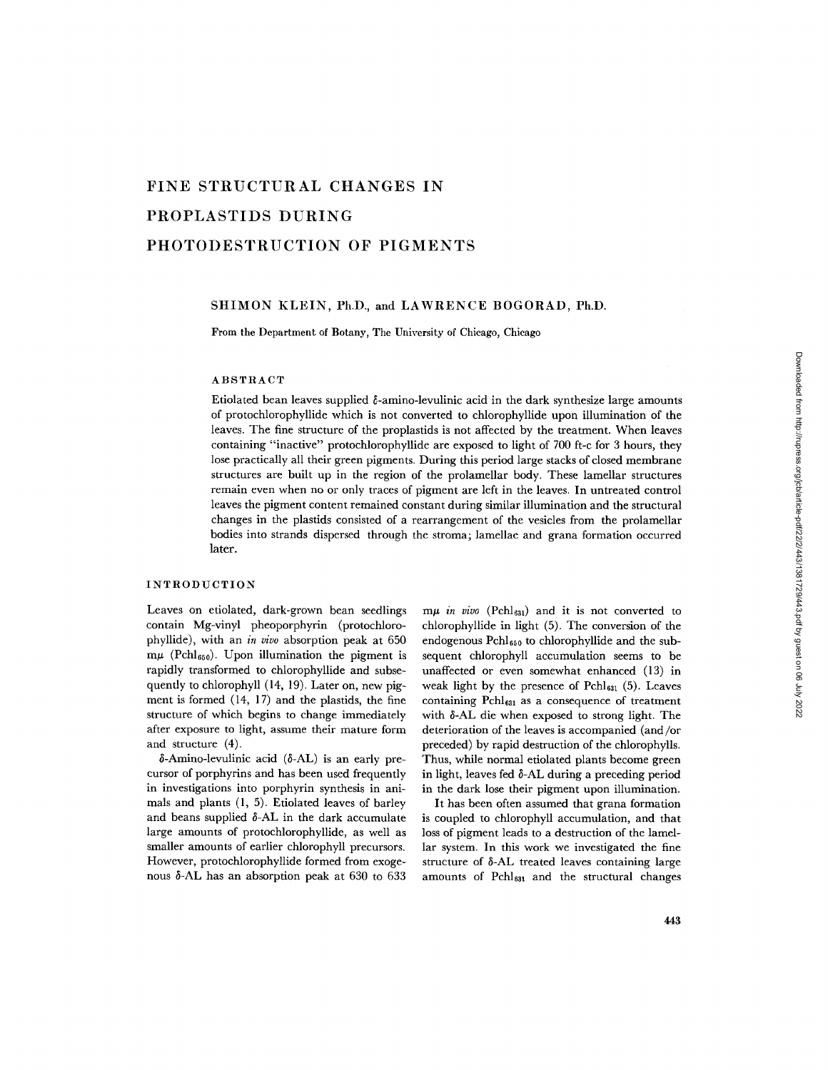# FINE STRUCTURAL CHANGES IN PROPLASTIDS DURING PHOTODESTRUCTION OF PIGMENTS

SHIMON KLEIN, Ph.D., and LAWRENCE BOGORAD, Ph.D.

From the Department of Botany, The University of Chicago, Chicago

## ABSTRACT

Etiolated bean leaves supplied δ-amino-levulinic acid in the dark synthesize large amounts of protochlorophyllide which is not converted to chlorophyllide upon illumination of the leaves. The fine structure of the proplastids is not affected by the treatment. When leaves containing "inactive" protochlorophyllide are exposed to light of 700 ft-c for 3 hours, they lose practically all their green pigments. During this period large stacks of closed membrane structures are built up in the region of the prolamellar body. These lamellar structures remain even when no or only traces of pigment are left in the leaves. In untreated control leaves the pigment content remained constant during similar illumination and the structural changes in the plastids consisted of a rearrangement of the vesicles from the prolamellar bodies into strands dispersed through the stroma; lamellae and grana formation occurred later.

## INTRODUCTION

Leaves on etiolated, dark-grown bean seedlings contain Mg-vinyl pheoporphyrin (protochlorophyllide), with an *in vivo* absorption peak at 650 mμ ($Pchl_{650}$). Upon illumination the pigment is rapidly transformed to chlorophyllide and subsequently to chlorophyll (14, 19). Later on, new pigment is formed (14, 17) and the plastids, the fine structure of which begins to change immediately after exposure to light, assume their mature form and structure (4).

δ-Amino-levulinic acid (δ-AL) is an early precursor of porphyrins and has been used frequently in investigations into porphyrin synthesis in animals and plants (1, 5). Etiolated leaves of barley and beans supplied δ-AL in the dark accumulate large amounts of protochlorophyllide, as well as smaller amounts of earlier chlorophyll precursors. However, protochlorophyllide formed from exogenous δ-AL has an absorption peak at 630 to 633 mμ *in vivo* ($Pchl_{631}$) and it is not converted to chlorophyllide in light (5). The conversion of the endogenous $Pchl_{650}$ to chlorophyllide and the subsequent chlorophyll accumulation seems to be unaffected or even somewhat enhanced (13) in weak light by the presence of $Pchl_{631}$ (5). Leaves containing $Pchl_{631}$ as a consequence of treatment with δ-AL die when exposed to strong light. The deterioration of the leaves is accompanied (and/or preceded) by rapid destruction of the chlorophylls. Thus, while normal etiolated plants become green in light, leaves fed δ-AL during a preceding period in the dark lose their pigment upon illumination.

It has been often assumed that grana formation is coupled to chlorophyll accumulation, and that loss of pigment leads to a destruction of the lamellar system. In this work we investigated the fine structure of δ-AL treated leaves containing large amounts of $Pchl_{631}$ and the structural changes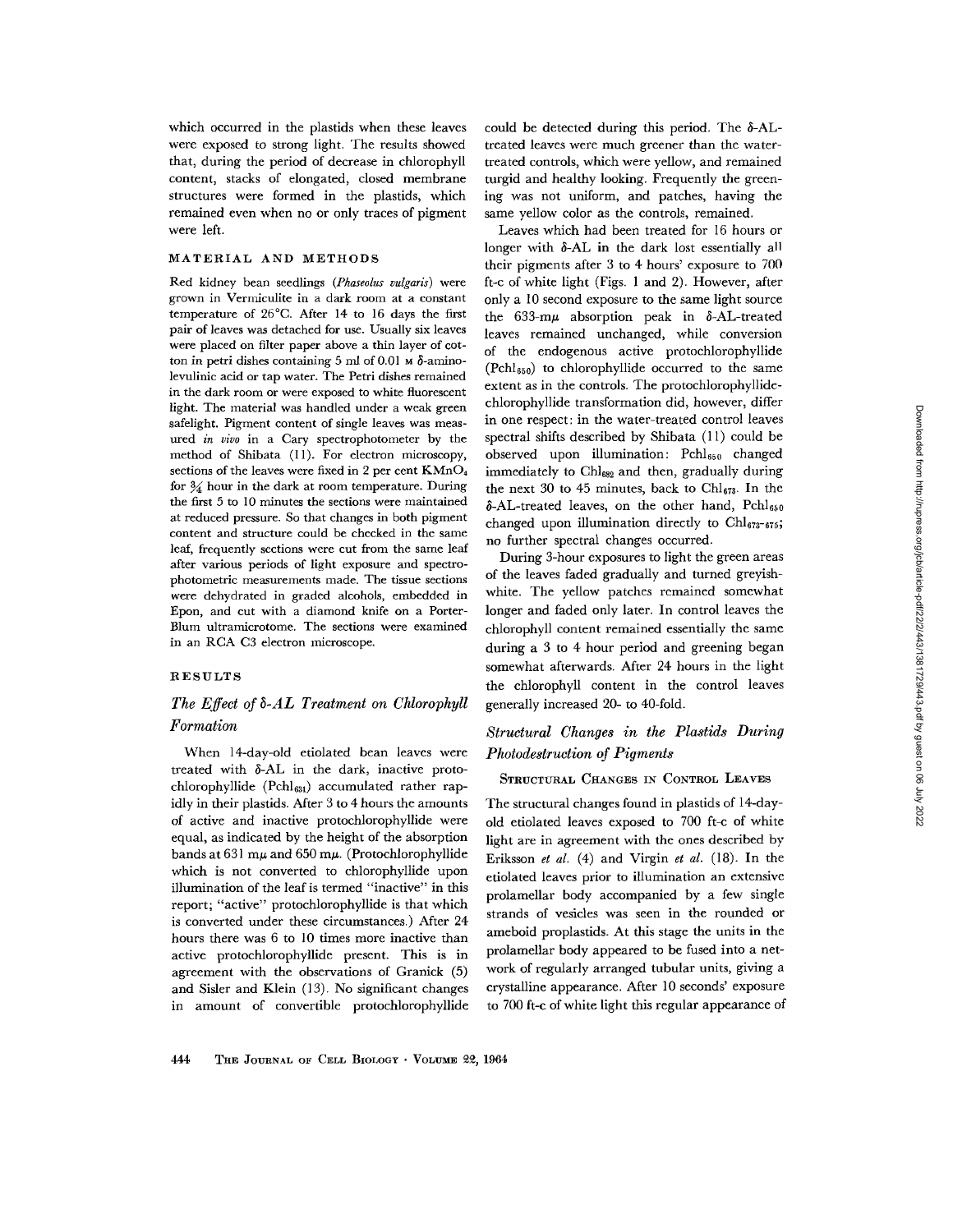which occurred in the plastids when these leaves were exposed to strong light. The results showed that, during the period of decrease in chlorophyll content, stacks of elongated, closed membrane structures were formed in the plastids, which remained even when no or only traces of pigment were left.

## MATERIAL AND METHODS

Red kidney bean seedlings (*Phaseolus vulgaris*) were grown in Vermiculite in a dark room at a constant temperature of 26°C. After 14 to 16 days the first pair of leaves was detached for use. Usually six leaves were placed on filter paper above a thin layer of cotton in petri dishes containing 5 ml of 0.01 M δ-aminolevulinic acid or tap water. The Petri dishes remained in the dark room or were exposed to white fluorescent light. The material was handled under a weak green safelight. Pigment content of single leaves was measured *in vivo* in a Cary spectrophotometer by the method of Shibata (11). For electron microscopy, sections of the leaves were fixed in 2 per cent $KMnO_4$ for ¾ hour in the dark at room temperature. During the first 5 to 10 minutes the sections were maintained at reduced pressure. So that changes in both pigment content and structure could be checked in the same leaf, frequently sections were cut from the same leaf after various periods of light exposure and spectrophotometric measurements made. The tissue sections were dehydrated in graded alcohols, embedded in Epon, and cut with a diamond knife on a Porter-Blum ultramicrotome. The sections were examined in an RCA C3 electron microscope.

## RESULTS

### *The Effect of δ-AL Treatment on Chlorophyll Formation*

When 14-day-old etiolated bean leaves were treated with δ-AL in the dark, inactive protochlorophyllide ($Pchl_{631}$) accumulated rather rapidly in their plastids. After 3 to 4 hours the amounts of active and inactive protochlorophyllide were equal, as indicated by the height of the absorption bands at 631 mμ and 650 mμ. (Protochlorophyllide which is not converted to chlorophyllide upon illumination of the leaf is termed "inactive" in this report; "active" protochlorophyllide is that which is converted under these circumstances.) After 24 hours there was 6 to 10 times more inactive than active protochlorophyllide present. This is in agreement with the observations of Granick (5) and Sisler and Klein (13). No significant changes in amount of convertible protochlorophyllide could be detected during this period. The δ-AL-treated leaves were much greener than the water-treated controls, which were yellow, and remained turgid and healthy looking. Frequently the greening was not uniform, and patches, having the same yellow color as the controls, remained.

Leaves which had been treated for 16 hours or longer with δ-AL in the dark lost essentially all their pigments after 3 to 4 hours' exposure to 700 ft-c of white light (Figs. 1 and 2). However, after only a 10 second exposure to the same light source the 633-mμ absorption peak in δ-AL-treated leaves remained unchanged, while conversion of the endogenous active protochlorophyllide ($Pchl_{650}$) to chlorophyllide occurred to the same extent as in the controls. The protochlorophyllide-chlorophyllide transformation did, however, differ in one respect: in the water-treated control leaves spectral shifts described by Shibata (11) could be observed upon illumination: $Pchl_{650}$ changed immediately to $Chl_{682}$ and then, gradually during the next 30 to 45 minutes, back to $Chl_{673}$. In the δ-AL-treated leaves, on the other hand, $Pchl_{650}$ changed upon illumination directly to $Chl_{673-675}$; no further spectral changes occurred.

During 3-hour exposures to light the green areas of the leaves faded gradually and turned greyish-white. The yellow patches remained somewhat longer and faded only later. In control leaves the chlorophyll content remained essentially the same during a 3 to 4 hour period and greening began somewhat afterwards. After 24 hours in the light the chlorophyll content in the control leaves generally increased 20- to 40-fold.

### *Structural Changes in the Plastids During Photodestruction of Pigments*

#### Structural Changes in Control Leaves

The structural changes found in plastids of 14-day-old etiolated leaves exposed to 700 ft-c of white light are in agreement with the ones described by Eriksson *et al.* (4) and Virgin *et al.* (18). In the etiolated leaves prior to illumination an extensive prolamellar body accompanied by a few single strands of vesicles was seen in the rounded or ameboid proplastids. At this stage the units in the prolamellar body appeared to be fused into a network of regularly arranged tubular units, giving a crystalline appearance. After 10 seconds' exposure to 700 ft-c of white light this regular appearance of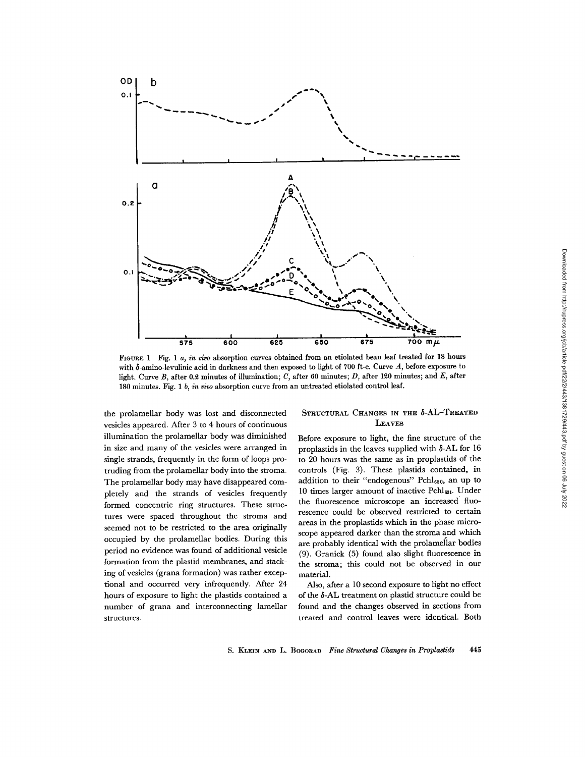FIGURE 1 Fig. 1 *a*, *in vivo* absorption curves obtained from an etiolated bean leaf treated for 18 hours with δ-amino-levulinic acid in darkness and then exposed to light of 700 ft-c. Curve *A*, before exposure to light. Curve *B*, after 0.2 minutes of illumination; *C*, after 60 minutes; *D*, after 120 minutes; and *E*, after 180 minutes. Fig. 1 *b*, *in vivo* absorption curve from an untreated etiolated control leaf.

the prolamellar body was lost and disconnected vesicles appeared. After 3 to 4 hours of continuous illumination the prolamellar body was diminished in size and many of the vesicles were arranged in single strands, frequently in the form of loops protruding from the prolamellar body into the stroma. The prolamellar body may have disappeared completely and the strands of vesicles frequently formed concentric ring structures. These structures were spaced throughout the stroma and seemed not to be restricted to the area originally occupied by the prolamellar bodies. During this period no evidence was found of additional vesicle formation from the plastid membranes, and stacking of vesicles (grana formation) was rather exceptional and occurred very infrequently. After 24 hours of exposure to light the plastids contained a number of grana and interconnecting lamellar structures.

## Structural Changes in the δ-AL–Treated Leaves

Before exposure to light, the fine structure of the proplastids in the leaves supplied with δ-AL for 16 to 20 hours was the same as in proplastids of the controls (Fig. 3). These plastids contained, in addition to their "endogenous" $Pchl_{650}$, an up to 10 times larger amount of inactive $Pchl_{631}$. Under the fluorescence microscope an increased fluorescence could be observed restricted to certain areas in the proplastids which in the phase microscope appeared darker than the stroma and which are probably identical with the prolamellar bodies (9). Granick (5) found also slight fluorescence in the stroma; this could not be observed in our material.

Also, after a 10 second exposure to light no effect of the δ-AL treatment on plastid structure could be found and the changes observed in sections from treated and control leaves were identical. Both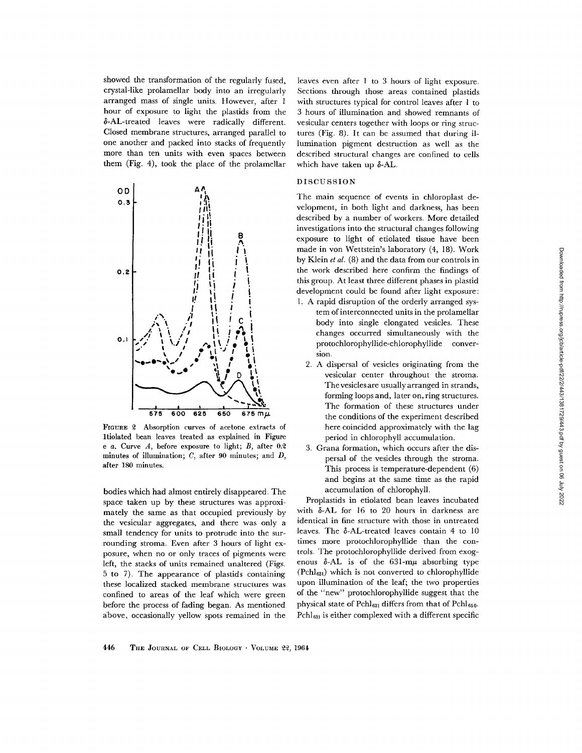showed the transformation of the regularly fused, crystal-like prolamellar body into an irregularly arranged mass of single units. However, after 1 hour of exposure to light the plastids from the δ-AL-treated leaves were radically different. Closed membrane structures, arranged parallel to one another and packed into stacks of frequently more than ten units with even spaces between them (Fig. 4), took the place of the prolamellar bodies which had almost entirely disappeared. The space taken up by these structures was approximately the same as that occupied previously by the vesicular aggregates, and there was only a small tendency for units to protrude into the surrounding stroma. Even after 3 hours of light exposure, when no or only traces of pigments were left, the stacks of units remained unaltered (Figs. 5 to 7). The appearance of plastids containing these localized stacked membrane structures was confined to areas of the leaf which were green before the process of fading began. As mentioned above, occasionally yellow spots remained in the leaves even after 1 to 3 hours of light exposure. Sections through those areas contained plastids with structures typical for control leaves after 1 to 3 hours of illumination and showed remnants of vesicular centers together with loops or ring structures (Fig. 8). It can be assumed that during illumination pigment destruction as well as the described structural changes are confined to cells which have taken up δ-AL.

FIGURE 2 Absorption curves of acetone extracts of ltiolated bean leaves treated as explained in Figure e *a*. Curve *A*, before exposure to light; *B*, after 0.2 minutes of illumination; *C*, after 90 minutes; and *D*, after 180 minutes.

## DISCUSSION

The main sequence of events in chloroplast development, in both light and darkness, has been described by a number of workers. More detailed investigations into the structural changes following exposure to light of etiolated tissue have been made in von Wettstein's laboratory (4, 18). Work by Klein *et al.* (8) and the data from our controls in the work described here confirm the findings of this group. At least three different phases in plastid development could be found after light exposure:

1. A rapid disruption of the orderly arranged system of interconnected units in the prolamellar body into single elongated vesicles. These changes occurred simultaneously with the protochlorophyllide-chlorophyllide conversion.
2. A dispersal of vesicles originating from the vesicular center throughout the stroma. The vesicles are usually arranged in strands, forming loops and, later on, ring structures. The formation of these structures under the conditions of the experiment described here coincided approximately with the lag period in chlorophyll accumulation.
3. Grana formation, which occurs after the dispersal of the vesicles through the stroma. This process is temperature-dependent (6) and begins at the same time as the rapid accumulation of chlorophyll.

Proplastids in etiolated bean leaves incubated with δ-AL for 16 to 20 hours in darkness are identical in fine structure with those in untreated leaves. The δ-AL-treated leaves contain 4 to 10 times more protochlorophyllide than the controls. The protochlorophyllide derived from exogenous δ-AL is of the 631-mμ absorbing type ($Pchl_{631}$) which is not converted to chlorophyllide upon illumination of the leaf; the two properties of the "new" protochlorophyllide suggest that the physical state of $Pchl_{631}$ differs from that of $Pchl_{650}$. $Pchl_{631}$ is either complexed with a different specific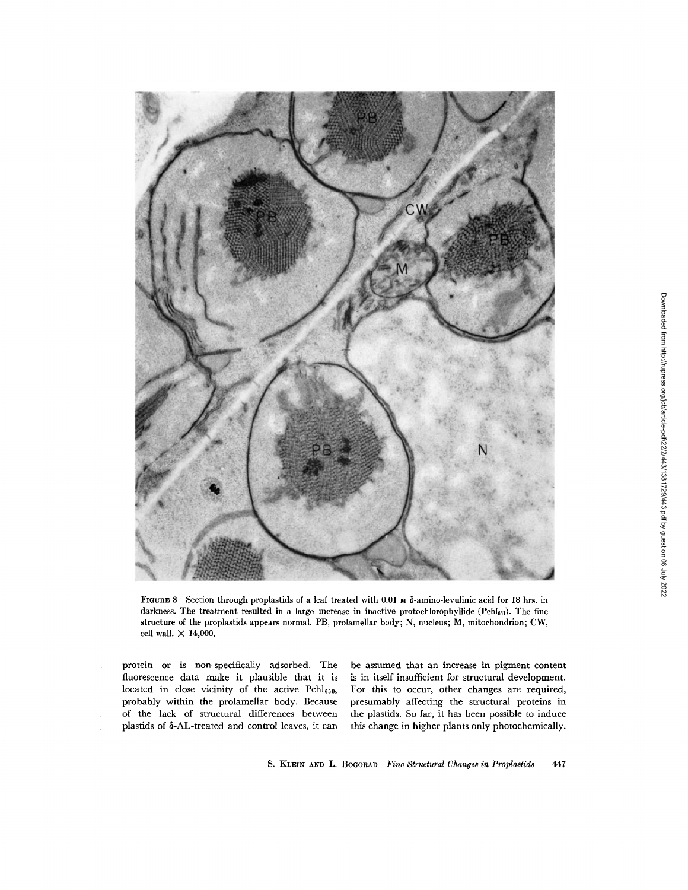FIGURE 3 Section through proplastids of a leaf treated with 0.01 M δ-amino-levulinic acid for 18 hrs. in darkness. The treatment resulted in a large increase in inactive protochlorophyllide ($Pchl_{631}$). The fine structure of the proplastids appears normal. PB, prolamellar body; N, nucleus; M, mitochondrion; CW, cell wall. × 14,000.

protein or is non-specifically adsorbed. The fluorescence data make it plausible that it is located in close vicinity of the active $Pchl_{650}$, probably within the prolamellar body. Because of the lack of structural differences between plastids of δ-AL-treated and control leaves, it can be assumed that an increase in pigment content is in itself insufficient for structural development. For this to occur, other changes are required, presumably affecting the structural proteins in the plastids. So far, it has been possible to induce this change in higher plants only photochemically.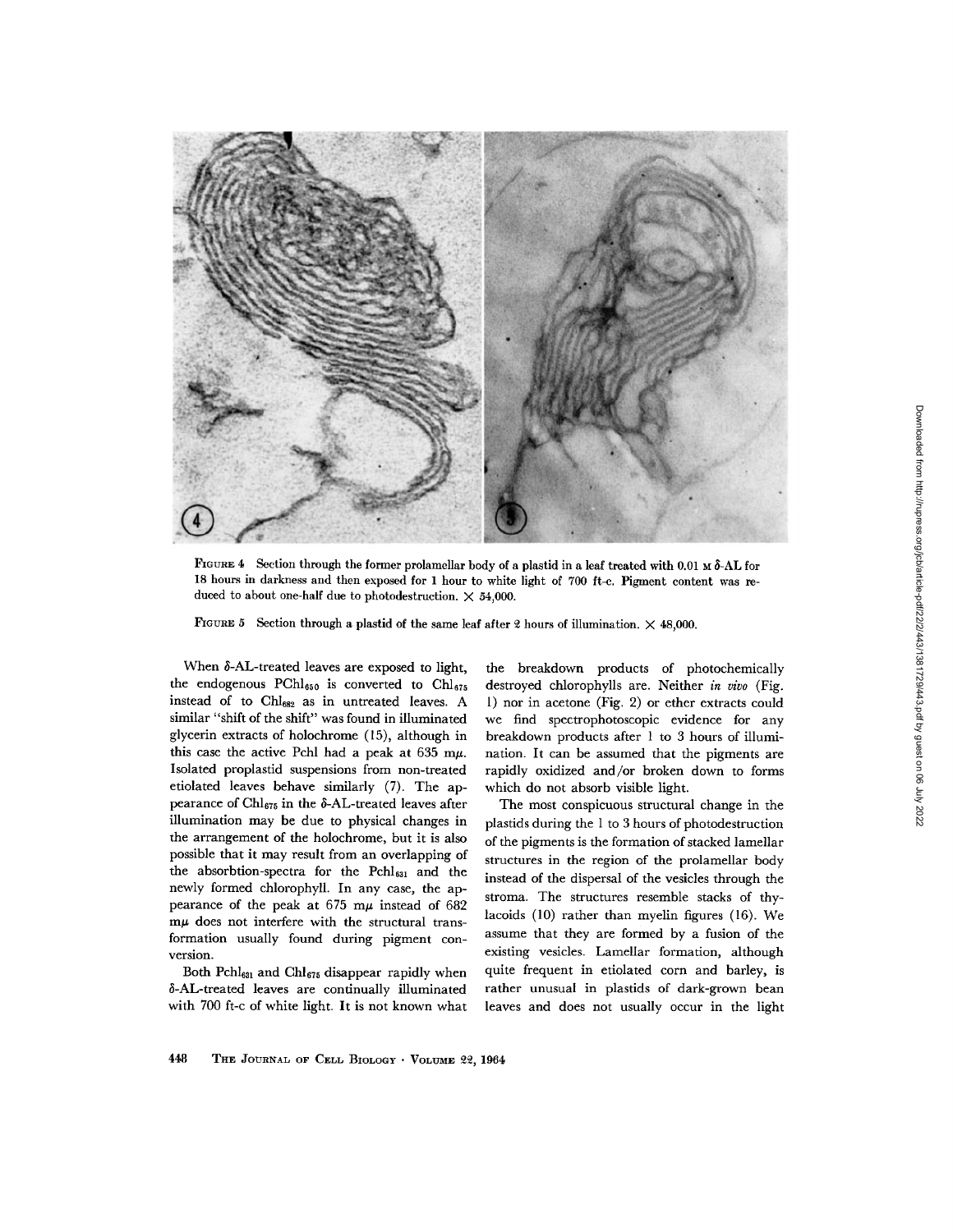FIGURE 4 Section through the former prolamellar body of a plastid in a leaf treated with 0.01 M δ-AL for 18 hours in darkness and then exposed for 1 hour to white light of 700 ft-c. Pigment content was reduced to about one-half due to photodestruction. × 54,000.

FIGURE 5 Section through a plastid of the same leaf after 2 hours of illumination. × 48,000.

When δ-AL-treated leaves are exposed to light, the endogenous $PChl_{650}$ is converted to $Chl_{675}$ instead of to $Chl_{682}$ as in untreated leaves. A similar "shift of the shift" was found in illuminated glycerin extracts of holochrome (15), although in this case the active Pchl had a peak at 635 mμ. Isolated proplastid suspensions from non-treated etiolated leaves behave similarly (7). The appearance of $Chl_{675}$ in the δ-AL-treated leaves after illumination may be due to physical changes in the arrangement of the holochrome, but it is also possible that it may result from an overlapping of the absorbtion-spectra for the $Pchl_{631}$ and the newly formed chlorophyll. In any case, the appearance of the peak at 675 mμ instead of 682 mμ does not interfere with the structural transformation usually found during pigment conversion.

Both $Pchl_{631}$ and $Chl_{675}$ disappear rapidly when δ-AL-treated leaves are continually illuminated with 700 ft-c of white light. It is not known what the breakdown products of photochemically destroyed chlorophylls are. Neither *in vivo* (Fig. 1) nor in acetone (Fig. 2) or ether extracts could we find spectrophotoscopic evidence for any breakdown products after 1 to 3 hours of illumination. It can be assumed that the pigments are rapidly oxidized and/or broken down to forms which do not absorb visible light.

The most conspicuous structural change in the plastids during the 1 to 3 hours of photodestruction of the pigments is the formation of stacked lamellar structures in the region of the prolamellar body instead of the dispersal of the vesicles through the stroma. The structures resemble stacks of thylacoids (10) rather than myelin figures (16). We assume that they are formed by a fusion of the existing vesicles. Lamellar formation, although quite frequent in etiolated corn and barley, is rather unusual in plastids of dark-grown bean leaves and does not usually occur in the light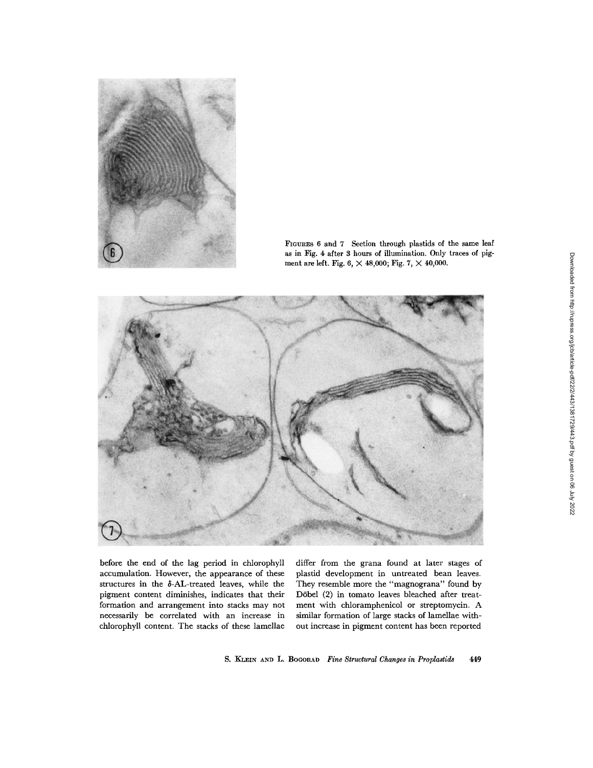FIGURES 6 and 7 Section through plastids of the same leaf as in Fig. 4 after 3 hours of illumination. Only traces of pigment are left. Fig. 6, × 48,000; Fig. 7, × 40,000.

before the end of the lag period in chlorophyll accumulation. However, the appearance of these structures in the δ-AL-treated leaves, while the pigment content diminishes, indicates that their formation and arrangement into stacks may not necessarily be correlated with an increase in chlorophyll content. The stacks of these lamellae differ from the grana found at later stages of plastid development in untreated bean leaves. They resemble more the "magnograna" found by Döbel (2) in tomato leaves bleached after treatment with chloramphenicol or streptomycin. A similar formation of large stacks of lamellae without increase in pigment content has been reported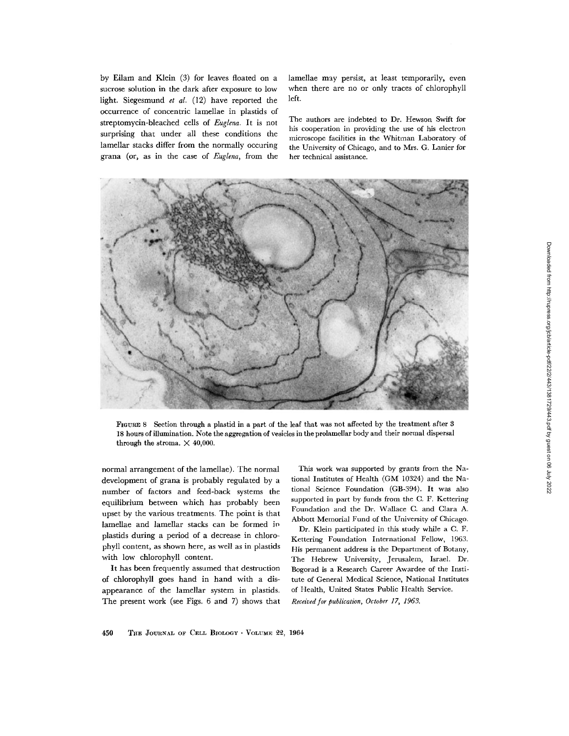by Eilam and Klein (3) for leaves floated on a sucrose solution in the dark after exposure to low light. Siegesmund *et al.* (12) have reported the occurrence of concentric lamellae in plastids of streptomycin-bleached cells of *Euglena*. It is not surprising that under all these conditions the lamellar stacks differ from the normally occuring grana (or, as in the case of *Euglena*, from the normal arrangement of the lamellae). The normal development of grana is probably regulated by a number of factors and feed-back systems the equilibrium between which has probably been upset by the various treatments. The point is that lamellae and lamellar stacks can be formed in plastids during a period of a decrease in chlorophyll content, as shown here, as well as in plastids with low chlorophyll content.

It has been frequently assumed that destruction of chlorophyll goes hand in hand with a disappearance of the lamellar system in plastids. The present work (see Figs. 6 and 7) shows that lamellae may persist, at least temporarily, even when there are no or only traces of chlorophyll left.

The authors are indebted to Dr. Hewson Swift for his cooperation in providing the use of his electron microscope facilities in the Whitman Laboratory of the University of Chicago, and to Mrs. G. Lanier for her technical assistance.

FIGURE 8 Section through a plastid in a part of the leaf that was not affected by the treatment after 3 18 hours of illumination. Note the aggregation of vesicles in the prolamellar body and their normal dispersal through the stroma. × 40,000.

This work was supported by grants from the National Institutes of Health (GM 10324) and the National Science Foundation (GB-394). It was also supported in part by funds from the C. F. Kettering Foundation and the Dr. Wallace C. and Clara A. Abbott Memorial Fund of the University of Chicago.

Dr. Klein participated in this study while a C. F. Kettering Foundation International Fellow, 1963. His permanent address is the Department of Botany, The Hebrew University, Jerusalem, Israel. Dr. Bogorad is a Research Career Awardee of the Institute of General Medical Science, National Institutes of Health, United States Public Health Service.

*Received for publication, October 17, 1963.*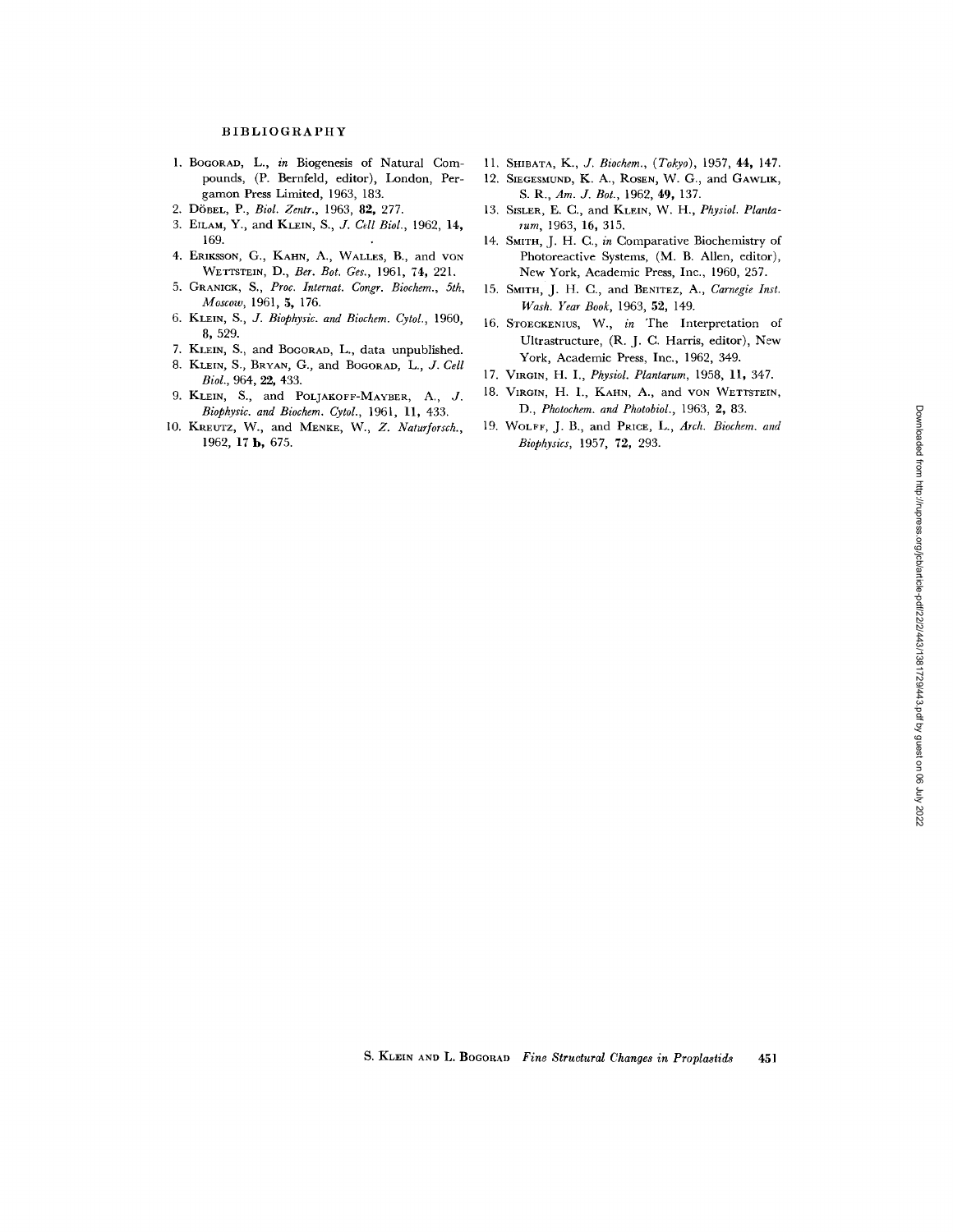# BIBLIOGRAPHY

1. Bogorad, L., *in* Biogenesis of Natural Compounds, (P. Bernfeld, editor), London, Pergamon Press Limited, 1963, 183.
2. Döbel, P., *Biol. Zentr.*, 1963, **82**, 277.
3. Eilam, Y., and Klein, S., *J. Cell Biol.*, 1962, **14**, 169.
4. Eriksson, G., Kahn, A., Walles, B., and von Wettstein, D., *Ber. Bot. Ges.*, 1961, **74**, 221.
5. Granick, S., *Proc. Internat. Congr. Biochem., 5th, Moscow*, 1961, **5**, 176.
6. Klein, S., *J. Biophysic. and Biochem. Cytol.*, 1960, **8**, 529.
7. Klein, S., and Bogorad, L., data unpublished.
8. Klein, S., Bryan, G., and Bogorad, L., *J. Cell Biol.*, 964, **22**, 433.
9. Klein, S., and Poljakoff-Mayber, A., *J. Biophysic. and Biochem. Cytol.*, 1961, **11**, 433.
10. Kreutz, W., and Menke, W., *Z. Naturforsch.*, 1962, **17 b**, 675.
11. Shibata, K., *J. Biochem., (Tokyo)*, 1957, **44**, 147.
12. Siegesmund, K. A., Rosen, W. G., and Gawlik, S. R., *Am. J. Bot.*, 1962, **49**, 137.
13. Sisler, E. C., and Klein, W. H., *Physiol. Plantarum*, 1963, **16**, 315.
14. Smith, J. H. C., *in* Comparative Biochemistry of Photoreactive Systems, (M. B. Allen, editor), New York, Academic Press, Inc., 1960, 257.
15. Smith, J. H. C., and Benitez, A., *Carnegie Inst. Wash. Year Book*, 1963, **52**, 149.
16. Stoeckenius, W., *in* The Interpretation of Ultrastructure, (R. J. C. Harris, editor), New York, Academic Press, Inc., 1962, 349.
17. Virgin, H. I., *Physiol. Plantarum*, 1958, **11**, 347.
18. Virgin, H. I., Kahn, A., and von Wettstein, D., *Photochem. and Photobiol.*, 1963, **2**, 83.
19. Wolff, J. B., and Price, L., *Arch. Biochem. and Biophysics*, 1957, **72**, 293.